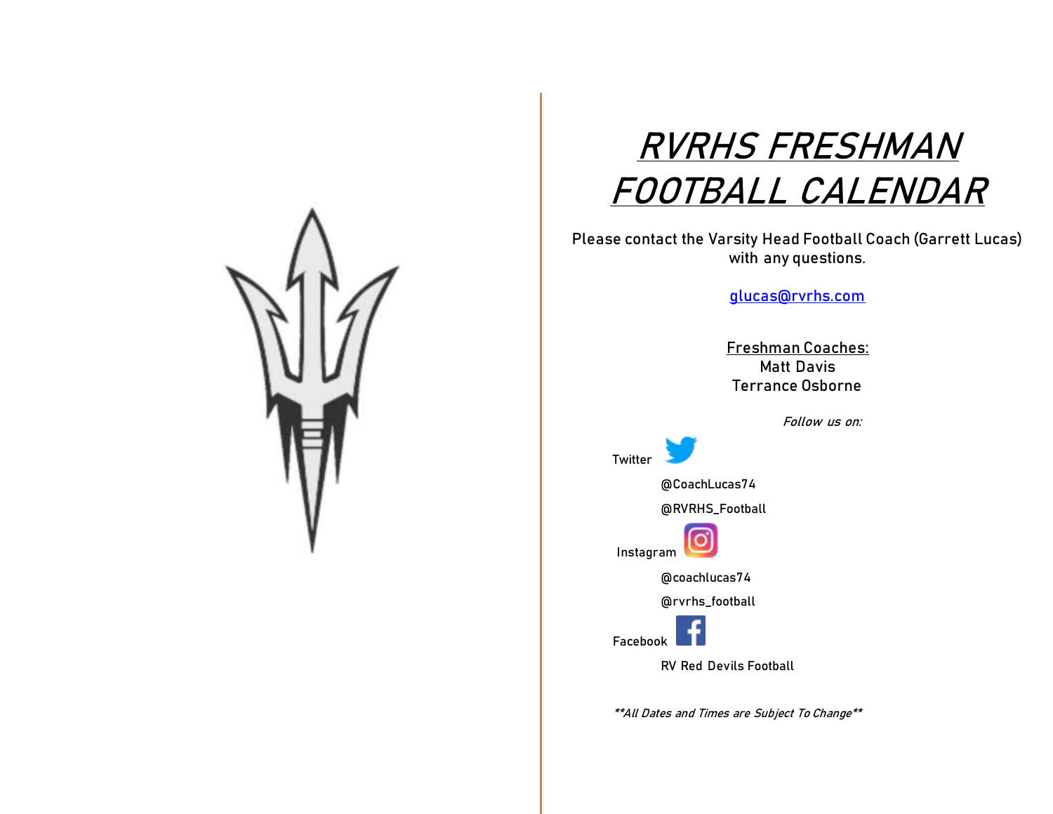# RVRHS FRESHMAN FOOTBALL CALENDAR

Please contact the Varsity Head Football Coach (Garrett Lucas) with any questions.

glucas@rvrhs.com

Freshman Coaches:
Matt Davis
Terrance Osborne

*Follow us on:*

Twitter

@CoachLucas74

@RVRHS_Football

Instagram

@coachlucas74

@rvrhs_football

Facebook

RV Red Devils Football

***All Dates and Times are Subject To Change***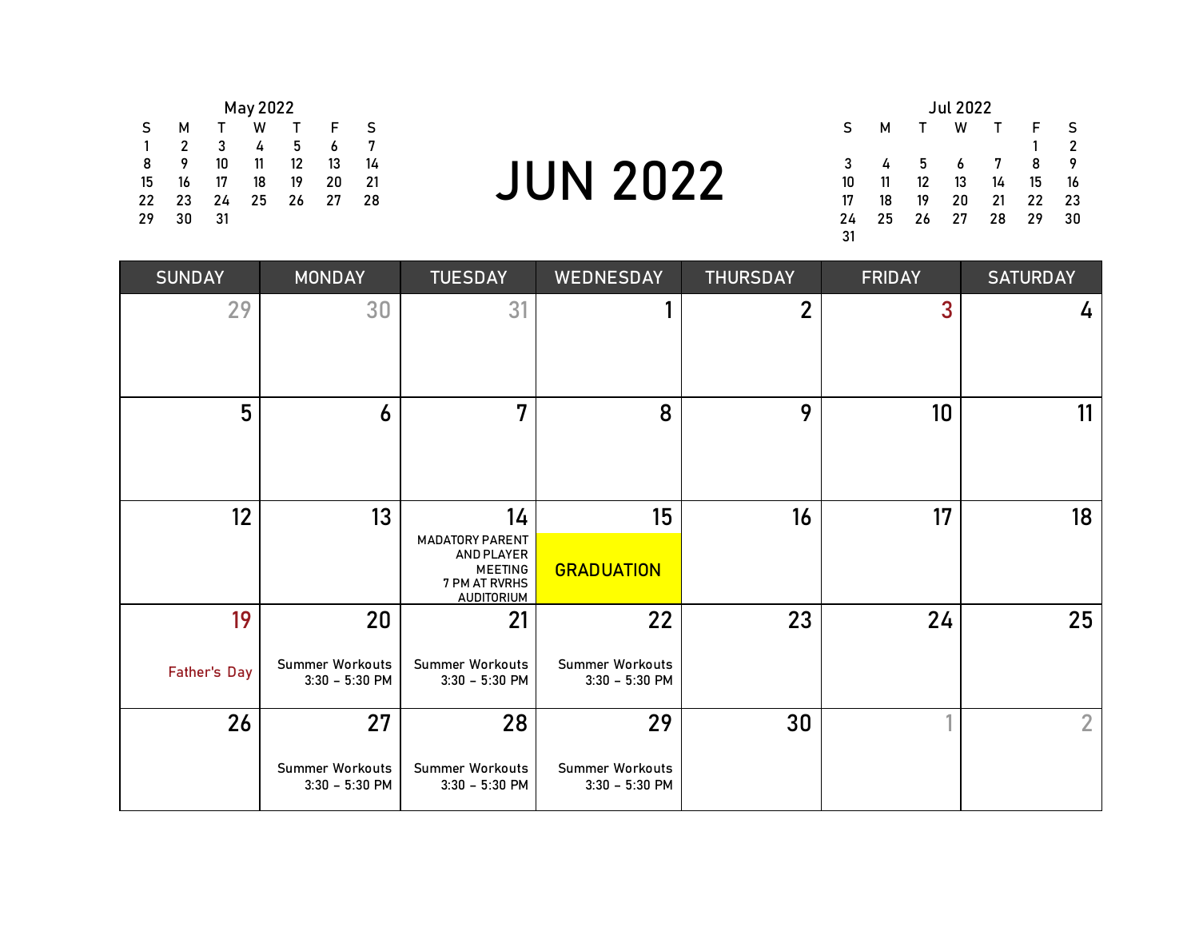# JUN 2022

May 2022

| S | M | T | W | T | F | S |
|---|---|---|---|---|---|---|
| 1 | 2 | 3 | 4 | 5 | 6 | 7 |
| 8 | 9 | 10 | 11 | 12 | 13 | 14 |
| 15 | 16 | 17 | 18 | 19 | 20 | 21 |
| 22 | 23 | 24 | 25 | 26 | 27 | 28 |
| 29 | 30 | 31 | | | | |

Jul 2022

| S | M | T | W | T | F | S |
|---|---|---|---|---|---|---|
| | | | | | 1 | 2 |
| 3 | 4 | 5 | 6 | 7 | 8 | 9 |
| 10 | 11 | 12 | 13 | 14 | 15 | 16 |
| 17 | 18 | 19 | 20 | 21 | 22 | 23 |
| 24 | 25 | 26 | 27 | 28 | 29 | 30 |
| 31 | | | | | | |

| SUNDAY | MONDAY | TUESDAY | WEDNESDAY | THURSDAY | FRIDAY | SATURDAY |
|---|---|---|---|---|---|---|
| 29 | 30 | 31 | 1 | 2 | 3 | 4 |
| 5 | 6 | 7 | 8 | 9 | 10 | 11 |
| 12 | 13 | 14 MADATORY PARENT AND PLAYER MEETING 7 PM AT RVRHS AUDITORIUM | 15 GRADUATION | 16 | 17 | 18 |
| 19 Father's Day | 20 Summer Workouts 3:30 – 5:30 PM | 21 Summer Workouts 3:30 – 5:30 PM | 22 Summer Workouts 3:30 – 5:30 PM | 23 | 24 | 25 |
| 26 | 27 Summer Workouts 3:30 – 5:30 PM | 28 Summer Workouts 3:30 – 5:30 PM | 29 Summer Workouts 3:30 – 5:30 PM | 30 | 1 | 2 |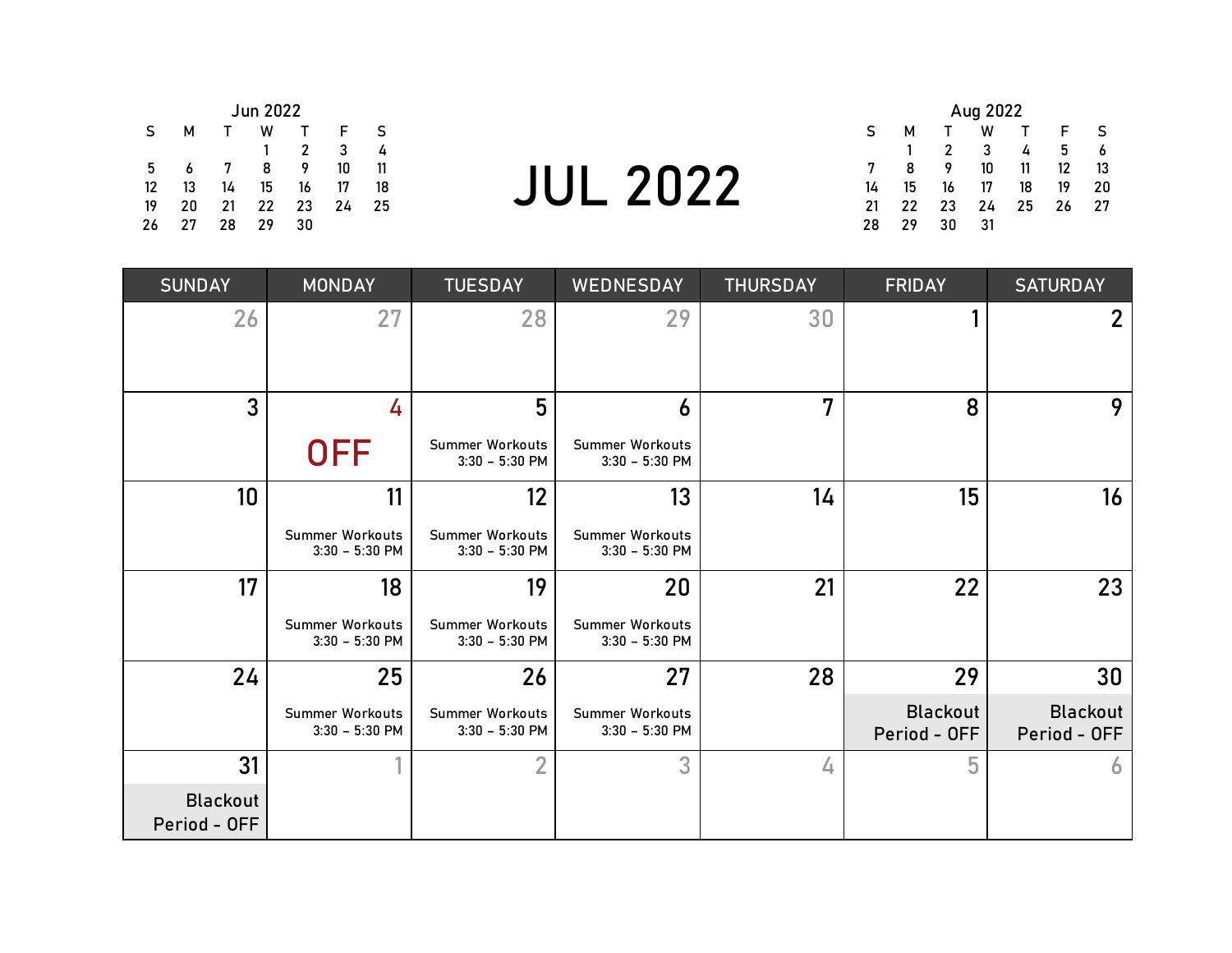# JUL 2022

**Jun 2022**

| S | M | T | W | T | F | S |
|---|---|---|---|---|---|---|
| | | | 1 | 2 | 3 | 4 |
| 5 | 6 | 7 | 8 | 9 | 10 | 11 |
| 12 | 13 | 14 | 15 | 16 | 17 | 18 |
| 19 | 20 | 21 | 22 | 23 | 24 | 25 |
| 26 | 27 | 28 | 29 | 30 | | |

**Aug 2022**

| S | M | T | W | T | F | S |
|---|---|---|---|---|---|---|
| | 1 | 2 | 3 | 4 | 5 | 6 |
| 7 | 8 | 9 | 10 | 11 | 12 | 13 |
| 14 | 15 | 16 | 17 | 18 | 19 | 20 |
| 21 | 22 | 23 | 24 | 25 | 26 | 27 |
| 28 | 29 | 30 | 31 | | | |

| SUNDAY | MONDAY | TUESDAY | WEDNESDAY | THURSDAY | FRIDAY | SATURDAY |
|---|---|---|---|---|---|---|
| 26 | 27 | 28 | 29 | 30 | 1 | 2 |
| 3 | 4 OFF | 5 Summer Workouts 3:30 – 5:30 PM | 6 Summer Workouts 3:30 – 5:30 PM | 7 | 8 | 9 |
| 10 | 11 Summer Workouts 3:30 – 5:30 PM | 12 Summer Workouts 3:30 – 5:30 PM | 13 Summer Workouts 3:30 – 5:30 PM | 14 | 15 | 16 |
| 17 | 18 Summer Workouts 3:30 – 5:30 PM | 19 Summer Workouts 3:30 – 5:30 PM | 20 Summer Workouts 3:30 – 5:30 PM | 21 | 22 | 23 |
| 24 | 25 Summer Workouts 3:30 – 5:30 PM | 26 Summer Workouts 3:30 – 5:30 PM | 27 Summer Workouts 3:30 – 5:30 PM | 28 | 29 Blackout Period - OFF | 30 Blackout Period - OFF |
| 31 Blackout Period - OFF | 1 | 2 | 3 | 4 | 5 | 6 |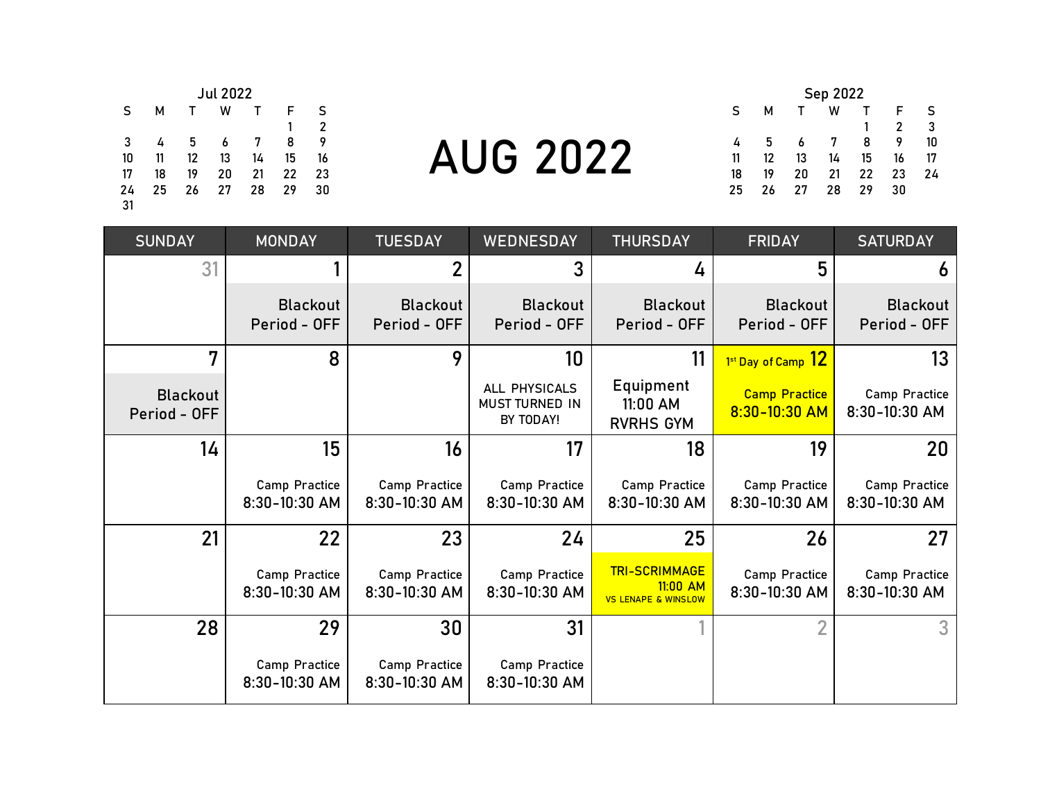| Jul 2022 | | | | | | |
|---|---|---|---|---|---|---|
| S | M | T | W | T | F | S |
| | | | | | 1 | 2 |
| 3 | 4 | 5 | 6 | 7 | 8 | 9 |
| 10 | 11 | 12 | 13 | 14 | 15 | 16 |
| 17 | 18 | 19 | 20 | 21 | 22 | 23 |
| 24 | 25 | 26 | 27 | 28 | 29 | 30 |
| 31 | | | | | | |

# AUG 2022

| Sep 2022 | | | | | | |
|---|---|---|---|---|---|---|
| S | M | T | W | T | F | S |
| | | | | 1 | 2 | 3 |
| 4 | 5 | 6 | 7 | 8 | 9 | 10 |
| 11 | 12 | 13 | 14 | 15 | 16 | 17 |
| 18 | 19 | 20 | 21 | 22 | 23 | 24 |
| 25 | 26 | 27 | 28 | 29 | 30 | |

| SUNDAY | MONDAY | TUESDAY | WEDNESDAY | THURSDAY | FRIDAY | SATURDAY |
|---|---|---|---|---|---|---|
| 31 | 1 Blackout Period - OFF | 2 Blackout Period - OFF | 3 Blackout Period - OFF | 4 Blackout Period - OFF | 5 Blackout Period - OFF | 6 Blackout Period - OFF |
| 7 Blackout Period - OFF | 8 | 9 | 10 ALL PHYSICALS MUST TURNED IN BY TODAY! | 11 Equipment 11:00 AM RVRHS GYM | 1st Day of Camp 12 Camp Practice 8:30-10:30 AM | 13 Camp Practice 8:30-10:30 AM |
| 14 | 15 Camp Practice 8:30-10:30 AM | 16 Camp Practice 8:30-10:30 AM | 17 Camp Practice 8:30-10:30 AM | 18 Camp Practice 8:30-10:30 AM | 19 Camp Practice 8:30-10:30 AM | 20 Camp Practice 8:30-10:30 AM |
| 21 | 22 Camp Practice 8:30-10:30 AM | 23 Camp Practice 8:30-10:30 AM | 24 Camp Practice 8:30-10:30 AM | 25 TRI-SCRIMMAGE 11:00 AM VS LENAPE & WINSLOW | 26 Camp Practice 8:30-10:30 AM | 27 Camp Practice 8:30-10:30 AM |
| 28 | 29 Camp Practice 8:30-10:30 AM | 30 Camp Practice 8:30-10:30 AM | 31 Camp Practice 8:30-10:30 AM | 1 | 2 | 3 |